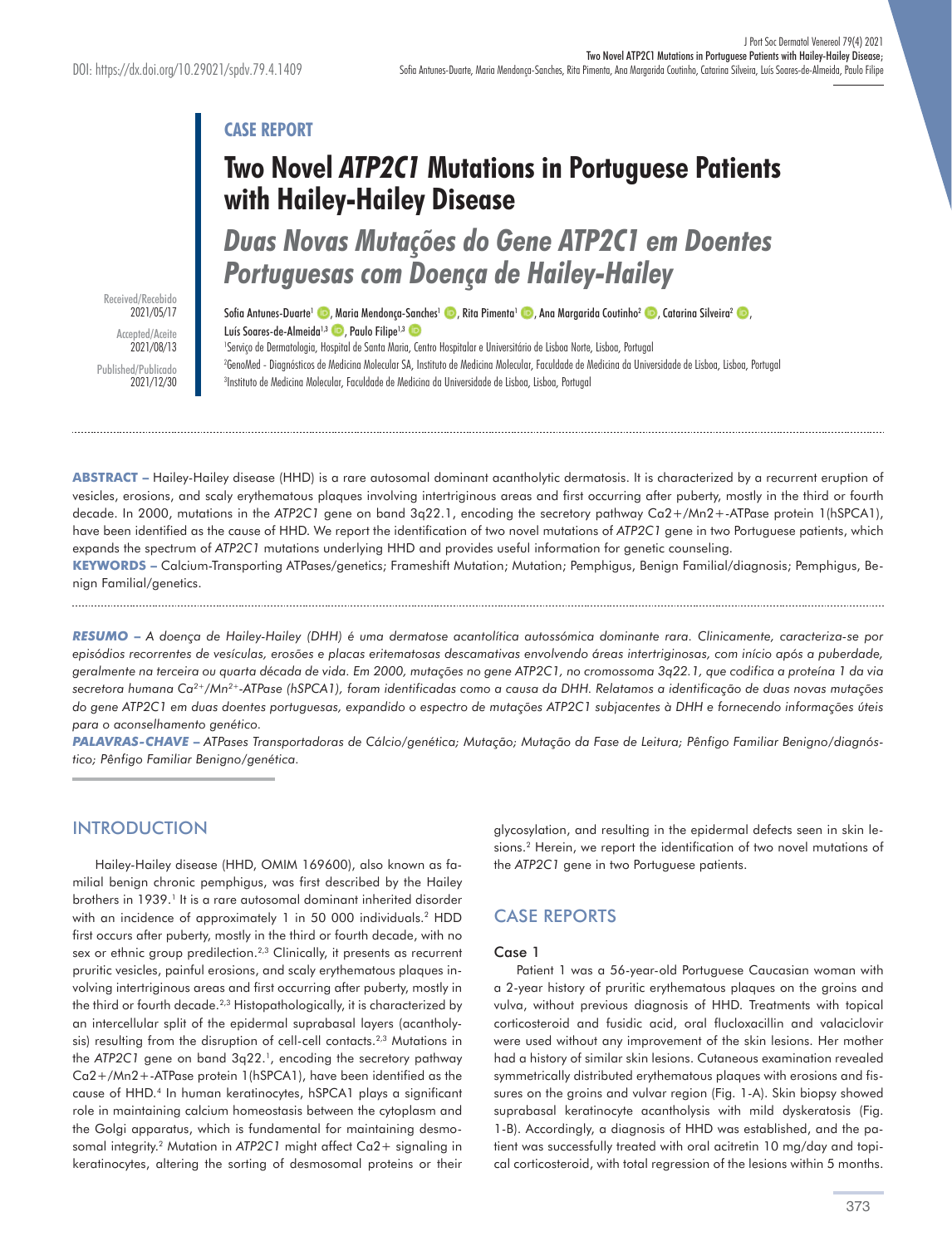**CASE REPORT**

# Two Novel *ATP2C1* Mutations in Portuguese Patients with Hailey-Hailey Disease

## *Duas Novas Mutações do Gene ATP2C1 em Doentes Portuguesas com Doença de Hailey-Hailey*

Received/Recebido 2021/05/17
Accepted/Aceite 2021/08/13
Published/Publicado 2021/12/30

Sofia Antunes-Duarte[1], Maria Mendonça-Sanches[1], Rita Pimenta[1], Ana Margarida Coutinho[2], Catarina Silveira[2], Luís Soares-de-Almeida[1,3], Paulo Filipe[1,3]

[1]Serviço de Dermatologia, Hospital de Santa Maria, Centro Hospitalar e Universitário de Lisboa Norte, Lisboa, Portugal
[2]GenoMed - Diagnósticos de Medicina Molecular SA, Instituto de Medicina Molecular, Faculdade de Medicina da Universidade de Lisboa, Lisboa, Portugal
[3]Instituto de Medicina Molecular, Faculdade de Medicina da Universidade de Lisboa, Lisboa, Portugal

**ABSTRACT –** Hailey-Hailey disease (HHD) is a rare autosomal dominant acantholytic dermatosis. It is characterized by a recurrent eruption of vesicles, erosions, and scaly erythematous plaques involving intertriginous areas and first occurring after puberty, mostly in the third or fourth decade. In 2000, mutations in the *ATP2C1* gene on band 3q22.1, encoding the secretory pathway Ca2+/Mn2+-ATPase protein 1(hSPCA1), have been identified as the cause of HHD. We report the identification of two novel mutations of *ATP2C1* gene in two Portuguese patients, which expands the spectrum of *ATP2C1* mutations underlying HHD and provides useful information for genetic counseling.

**KEYWORDS –** Calcium-Transporting ATPases/genetics; Frameshift Mutation; Mutation; Pemphigus, Benign Familial/diagnosis; Pemphigus, Benign Familial/genetics.

***RESUMO –*** *A doença de Hailey-Hailey (DHH) é uma dermatose acantolítica autossómica dominante rara. Clinicamente, caracteriza-se por episódios recorrentes de vesículas, erosões e placas eritematosas descamativas envolvendo áreas intertriginosas, com início após a puberdade, geralmente na terceira ou quarta década de vida. Em 2000, mutações no gene ATP2C1, no cromossoma 3q22.1, que codifica a proteína 1 da via secretora humana $Ca^{2+}/Mn^{2+}$-ATPase (hSPCA1), foram identificadas como a causa da DHH. Relatamos a identificação de duas novas mutações do gene ATP2C1 em duas doentes portuguesas, expandido o espectro de mutações ATP2C1 subjacentes à DHH e fornecendo informações úteis para o aconselhamento genético.*

***PALAVRAS-CHAVE –*** *ATPases Transportadoras de Cálcio/genética; Mutação; Mutação da Fase de Leitura; Pênfigo Familiar Benigno/diagnóstico; Pênfigo Familiar Benigno/genética.*

## INTRODUCTION

Hailey-Hailey disease (HHD, OMIM 169600), also known as familial benign chronic pemphigus, was first described by the Hailey brothers in 1939.[1] It is a rare autosomal dominant inherited disorder with an incidence of approximately 1 in 50 000 individuals.[2] HDD first occurs after puberty, mostly in the third or fourth decade, with no sex or ethnic group predilection.[2,3] Clinically, it presents as recurrent pruritic vesicles, painful erosions, and scaly erythematous plaques involving intertriginous areas and first occurring after puberty, mostly in the third or fourth decade.[2,3] Histopathologically, it is characterized by an intercellular split of the epidermal suprabasal layers (acantholysis) resulting from the disruption of cell-cell contacts.[2,3] Mutations in the *ATP2C1* gene on band 3q22.[1], encoding the secretory pathway Ca2+/Mn2+-ATPase protein 1(hSPCA1), have been identified as the cause of HHD.[4] In human keratinocytes, hSPCA1 plays a significant role in maintaining calcium homeostasis between the cytoplasm and the Golgi apparatus, which is fundamental for maintaining desmosomal integrity.[2] Mutation in *ATP2C1* might affect Ca2+ signaling in keratinocytes, altering the sorting of desmosomal proteins or their glycosylation, and resulting in the epidermal defects seen in skin lesions.[2] Herein, we report the identification of two novel mutations of the *ATP2C1* gene in two Portuguese patients.

## CASE REPORTS

### Case 1

Patient 1 was a 56-year-old Portuguese Caucasian woman with a 2-year history of pruritic erythematous plaques on the groins and vulva, without previous diagnosis of HHD. Treatments with topical corticosteroid and fusidic acid, oral flucloxacillin and valaciclovir were used without any improvement of the skin lesions. Her mother had a history of similar skin lesions. Cutaneous examination revealed symmetrically distributed erythematous plaques with erosions and fissures on the groins and vulvar region (Fig. 1-A). Skin biopsy showed suprabasal keratinocyte acantholysis with mild dyskeratosis (Fig. 1-B). Accordingly, a diagnosis of HHD was established, and the patient was successfully treated with oral acitretin 10 mg/day and topical corticosteroid, with total regression of the lesions within 5 months.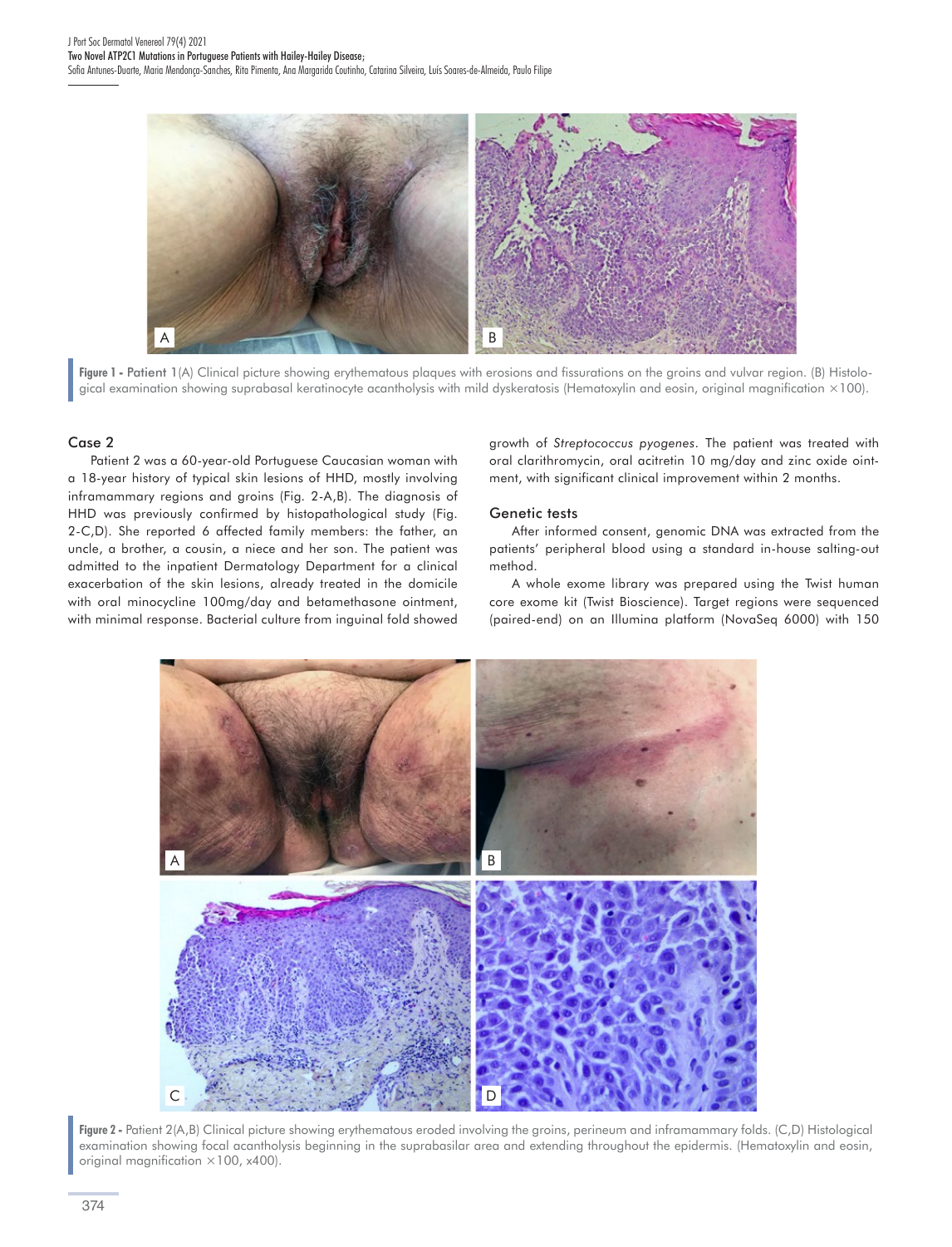Figure 1 - Patient 1(A) Clinical picture showing erythematous plaques with erosions and fissurations on the groins and vulvar region. (B) Histological examination showing suprabasal keratinocyte acantholysis with mild dyskeratosis (Hematoxylin and eosin, original magnification ×100).

### Case 2

Patient 2 was a 60-year-old Portuguese Caucasian woman with a 18-year history of typical skin lesions of HHD, mostly involving inframammary regions and groins (Fig. 2-A,B). The diagnosis of HHD was previously confirmed by histopathological study (Fig. 2-C,D). She reported 6 affected family members: the father, an uncle, a brother, a cousin, a niece and her son. The patient was admitted to the inpatient Dermatology Department for a clinical exacerbation of the skin lesions, already treated in the domicile with oral minocycline 100mg/day and betamethasone ointment, with minimal response. Bacterial culture from inguinal fold showed growth of *Streptococcus pyogenes*. The patient was treated with oral clarithromycin, oral acitretin 10 mg/day and zinc oxide ointment, with significant clinical improvement within 2 months.

### Genetic tests

After informed consent, genomic DNA was extracted from the patients' peripheral blood using a standard in-house salting-out method.

A whole exome library was prepared using the Twist human core exome kit (Twist Bioscience). Target regions were sequenced (paired-end) on an Illumina platform (NovaSeq 6000) with 150

Figure 2 - Patient 2(A,B) Clinical picture showing erythematous eroded involving the groins, perineum and inframammary folds. (C,D) Histological examination showing focal acantholysis beginning in the suprabasilar area and extending throughout the epidermis. (Hematoxylin and eosin, original magnification ×100, x400).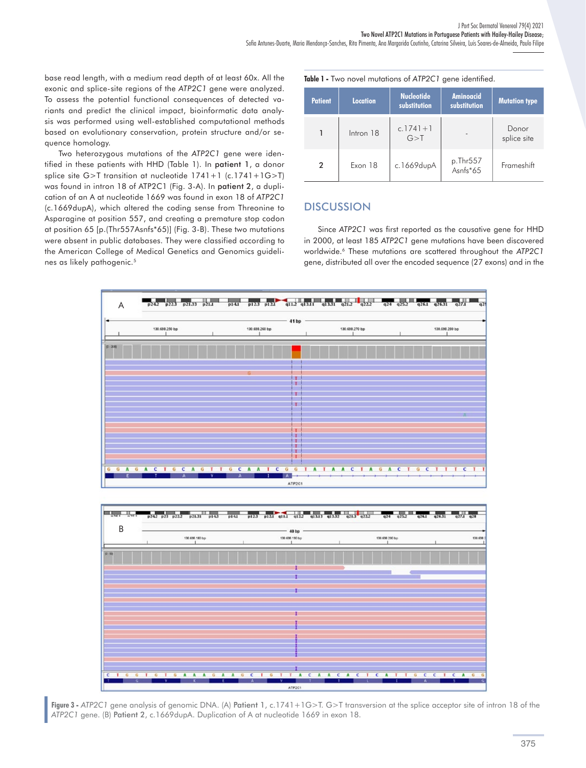base read length, with a medium read depth of at least 60x. All the exonic and splice-site regions of the *ATP2C1* gene were analyzed. To assess the potential functional consequences of detected variants and predict the clinical impact, bioinformatic data analysis was performed using well-established computational methods based on evolutionary conservation, protein structure and/or sequence homology.

Two heterozygous mutations of the *ATP2C1* gene were identified in these patients with HHD (Table 1). In **patient 1**, a donor splice site G>T transition at nucleotide 1741+1 (c.1741+1G>T) was found in intron 18 of ATP2C1 (Fig. 3-A). In **patient 2**, a duplication of an A at nucleotide 1669 was found in exon 18 of *ATP2C1* (c.1669dupA), which altered the coding sense from Threonine to Asparagine at position 557, and creating a premature stop codon at position 65 [p.(Thr557Asnfs*65)] (Fig. 3-B). These two mutations were absent in public databases. They were classified according to the American College of Medical Genetics and Genomics guidelines as likely pathogenic.[5]

**Table 1 -** Two novel mutations of *ATP2C1* gene identified.

| Patient | Location | Nucleotide substitution | Aminoacid substitution | Mutation type |
|---|---|---|---|---|
| 1 | Intron 18 | c.1741+1 G>T | - | Donor splice site |
| 2 | Exon 18 | c.1669dupA | p.Thr557 Asnfs*65 | Frameshift |

## DISCUSSION

Since *ATP2C1* was first reported as the causative gene for HHD in 2000, at least 185 *ATP2C1* gene mutations have been discovered worldwide.[6] These mutations are scattered throughout the *ATP2C1* gene, distributed all over the encoded sequence (27 exons) and in the

**Figure 3 -** *ATP2C1* gene analysis of genomic DNA. (A) **Patient 1**, c.1741+1G>T. G>T transversion at the splice acceptor site of intron 18 of the *ATP2C1* gene. (B) **Patient 2**, c.1669dupA. Duplication of A at nucleotide 1669 in exon 18.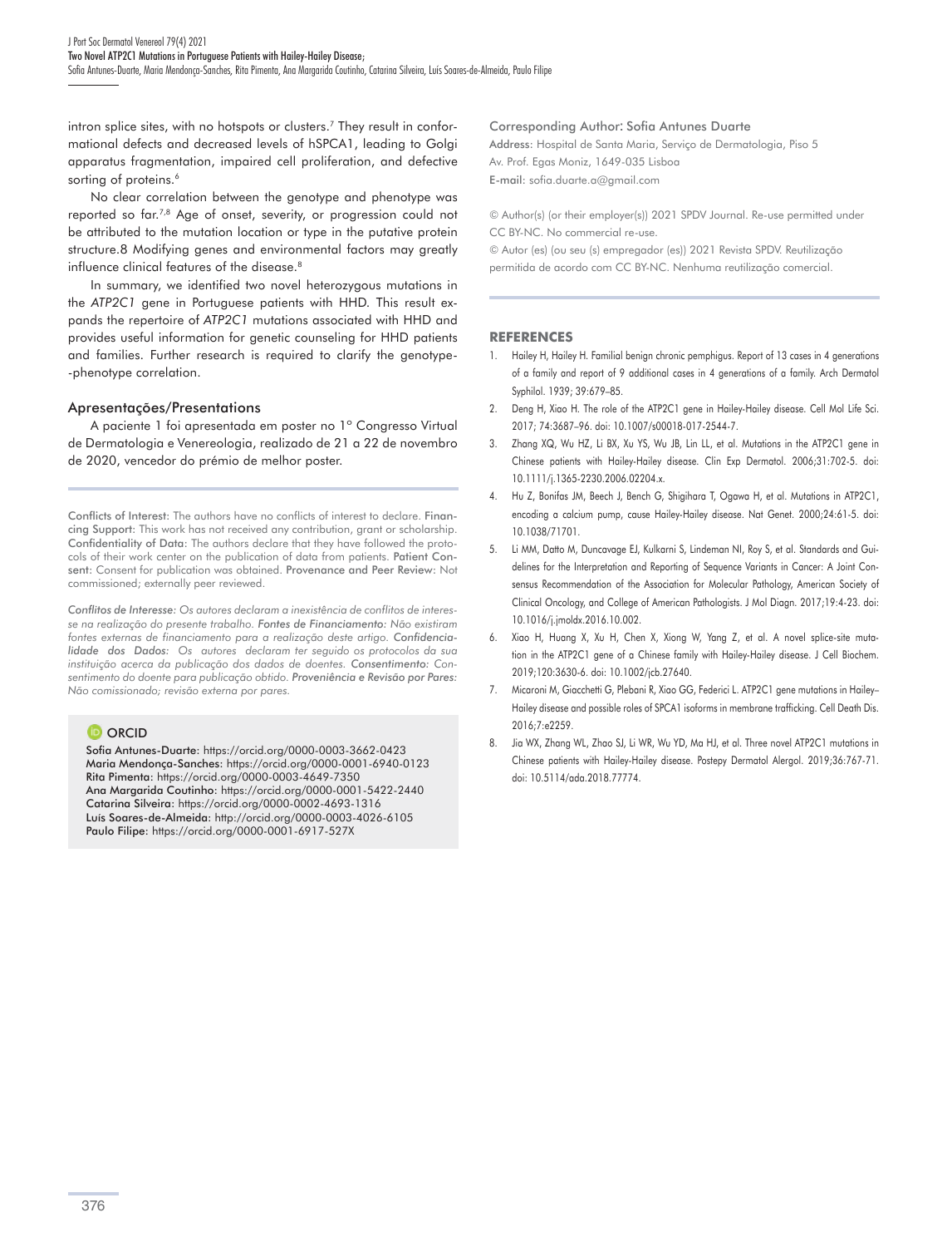intron splice sites, with no hotspots or clusters.[7] They result in conformational defects and decreased levels of hSPCA1, leading to Golgi apparatus fragmentation, impaired cell proliferation, and defective sorting of proteins.[6]

No clear correlation between the genotype and phenotype was reported so far.[7,8] Age of onset, severity, or progression could not be attributed to the mutation location or type in the putative protein structure.8 Modifying genes and environmental factors may greatly influence clinical features of the disease.[8]

In summary, we identified two novel heterozygous mutations in the *ATP2C1* gene in Portuguese patients with HHD. This result expands the repertoire of *ATP2C1* mutations associated with HHD and provides useful information for genetic counseling for HHD patients and families. Further research is required to clarify the genotype-phenotype correlation.

## Apresentações/Presentations

A paciente 1 foi apresentada em poster no 1º Congresso Virtual de Dermatologia e Venereologia, realizado de 21 a 22 de novembro de 2020, vencedor do prémio de melhor poster.

Conflicts of Interest: The authors have no conflicts of interest to declare. Financing Support: This work has not received any contribution, grant or scholarship. Confidentiality of Data: The authors declare that they have followed the protocols of their work center on the publication of data from patients. Patient Consent: Consent for publication was obtained. Provenance and Peer Review: Not commissioned; externally peer reviewed.

*Conflitos de Interesse: Os autores declaram a inexistência de conflitos de interesse na realização do presente trabalho. Fontes de Financiamento: Não existiram fontes externas de financiamento para a realização deste artigo. Confidencialidade dos Dados: Os autores declaram ter seguido os protocolos da sua instituição acerca da publicação dos dados de doentes. Consentimento: Consentimento do doente para publicação obtido. Proveniência e Revisão por Pares: Não comissionado; revisão externa por pares.*

**ORCID**

Sofia Antunes-Duarte: https://orcid.org/0000-0003-3662-0423
Maria Mendonça-Sanches: https://orcid.org/0000-0001-6940-0123
Rita Pimenta: https://orcid.org/0000-0003-4649-7350
Ana Margarida Coutinho: https://orcid.org/0000-0001-5422-2440
Catarina Silveira: https://orcid.org/0000-0002-4693-1316
Luís Soares-de-Almeida: http://orcid.org/0000-0003-4026-6105
Paulo Filipe: https://orcid.org/0000-0001-6917-527X

Corresponding Author: Sofia Antunes Duarte
Address: Hospital de Santa Maria, Serviço de Dermatologia, Piso 5
Av. Prof. Egas Moniz, 1649-035 Lisboa
E-mail: sofia.duarte.a@gmail.com

© Author(s) (or their employer(s)) 2021 SPDV Journal. Re-use permitted under CC BY-NC. No commercial re-use.
© Autor (es) (ou seu (s) empregador (es)) 2021 Revista SPDV. Reutilização permitida de acordo com CC BY-NC. Nenhuma reutilização comercial.

## REFERENCES

1. Hailey H, Hailey H. Familial benign chronic pemphigus. Report of 13 cases in 4 generations of a family and report of 9 additional cases in 4 generations of a family. Arch Dermatol Syphilol. 1939; 39:679–85.
2. Deng H, Xiao H. The role of the ATP2C1 gene in Hailey-Hailey disease. Cell Mol Life Sci. 2017; 74:3687–96. doi: 10.1007/s00018-017-2544-7.
3. Zhang XQ, Wu HZ, Li BX, Xu YS, Wu JB, Lin LL, et al. Mutations in the ATP2C1 gene in Chinese patients with Hailey-Hailey disease. Clin Exp Dermatol. 2006;31:702-5. doi: 10.1111/j.1365-2230.2006.02204.x.
4. Hu Z, Bonifas JM, Beech J, Bench G, Shigihara T, Ogawa H, et al. Mutations in ATP2C1, encoding a calcium pump, cause Hailey-Hailey disease. Nat Genet. 2000;24:61-5. doi: 10.1038/71701.
5. Li MM, Datto M, Duncavage EJ, Kulkarni S, Lindeman NI, Roy S, et al. Standards and Guidelines for the Interpretation and Reporting of Sequence Variants in Cancer: A Joint Consensus Recommendation of the Association for Molecular Pathology, American Society of Clinical Oncology, and College of American Pathologists. J Mol Diagn. 2017;19:4-23. doi: 10.1016/j.jmoldx.2016.10.002.
6. Xiao H, Huang X, Xu H, Chen X, Xiong W, Yang Z, et al. A novel splice-site mutation in the ATP2C1 gene of a Chinese family with Hailey-Hailey disease. J Cell Biochem. 2019;120:3630-6. doi: 10.1002/jcb.27640.
7. Micaroni M, Giacchetti G, Plebani R, Xiao GG, Federici L. ATP2C1 gene mutations in Hailey–Hailey disease and possible roles of SPCA1 isoforms in membrane trafficking. Cell Death Dis. 2016;7:e2259.
8. Jia WX, Zhang WL, Zhao SJ, Li WR, Wu YD, Ma HJ, et al. Three novel ATP2C1 mutations in Chinese patients with Hailey-Hailey disease. Postepy Dermatol Alergol. 2019;36:767-71. doi: 10.5114/ada.2018.77774.